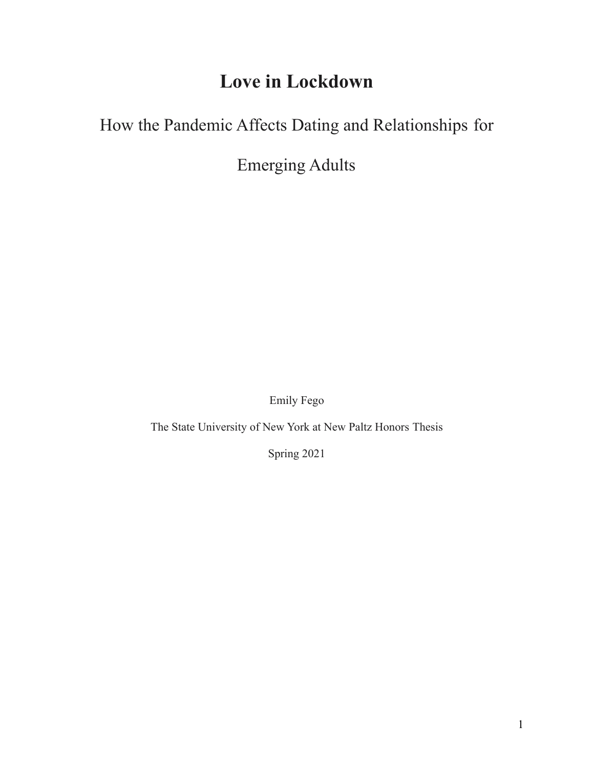# Love in Lockdown

## How the Pandemic Affects Dating and Relationships for Emerging Adults

Emily Fego

The State University of New York at New Paltz Honors Thesis

Spring 2021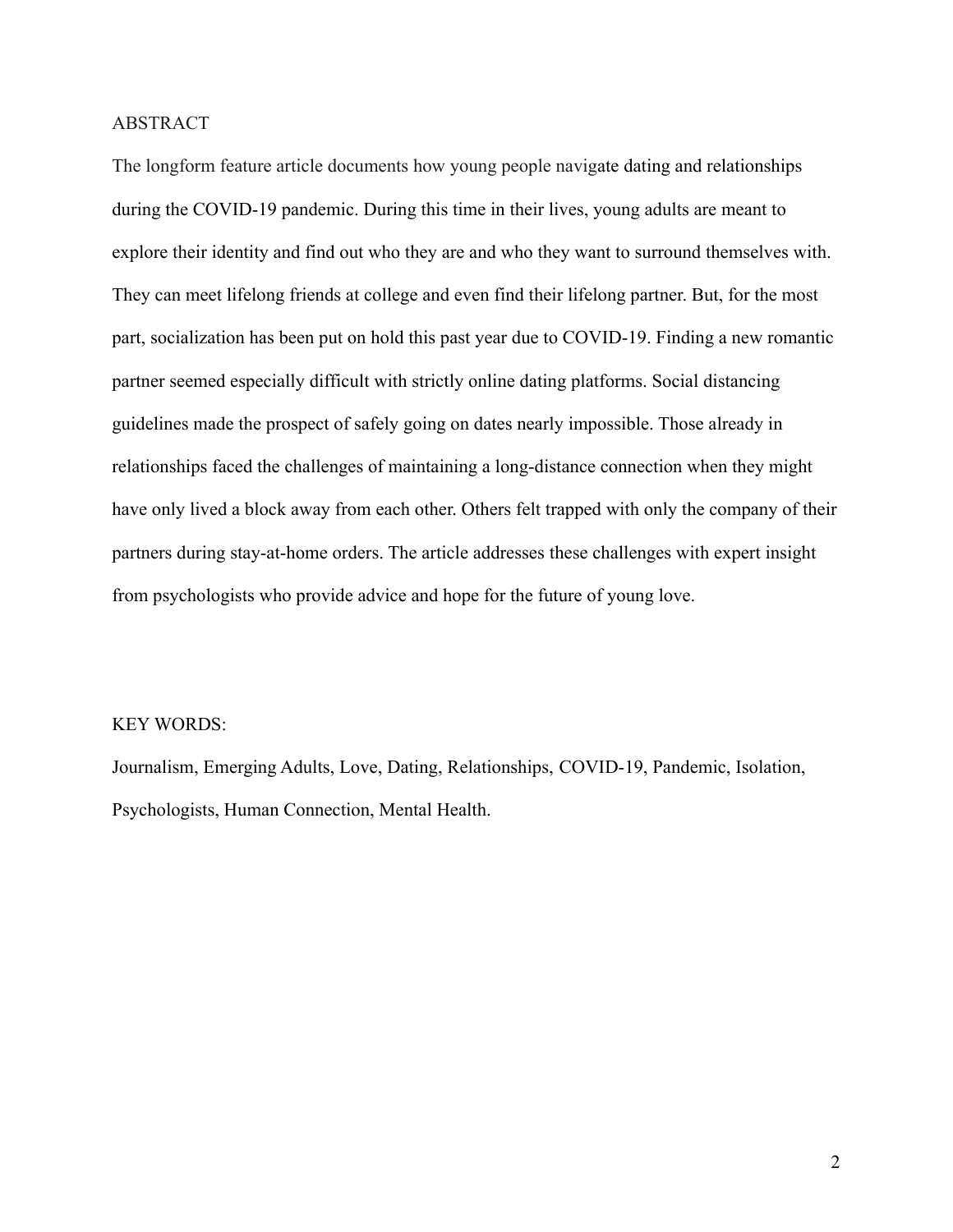## ABSTRACT

The longform feature article documents how young people navigate dating and relationships during the COVID-19 pandemic. During this time in their lives, young adults are meant to explore their identity and find out who they are and who they want to surround themselves with. They can meet lifelong friends at college and even find their lifelong partner. But, for the most part, socialization has been put on hold this past year due to COVID-19. Finding a new romantic partner seemed especially difficult with strictly online dating platforms. Social distancing guidelines made the prospect of safely going on dates nearly impossible. Those already in relationships faced the challenges of maintaining a long-distance connection when they might have only lived a block away from each other. Others felt trapped with only the company of their partners during stay-at-home orders. The article addresses these challenges with expert insight from psychologists who provide advice and hope for the future of young love.

## KEY WORDS:

Journalism, Emerging Adults, Love, Dating, Relationships, COVID-19, Pandemic, Isolation, Psychologists, Human Connection, Mental Health.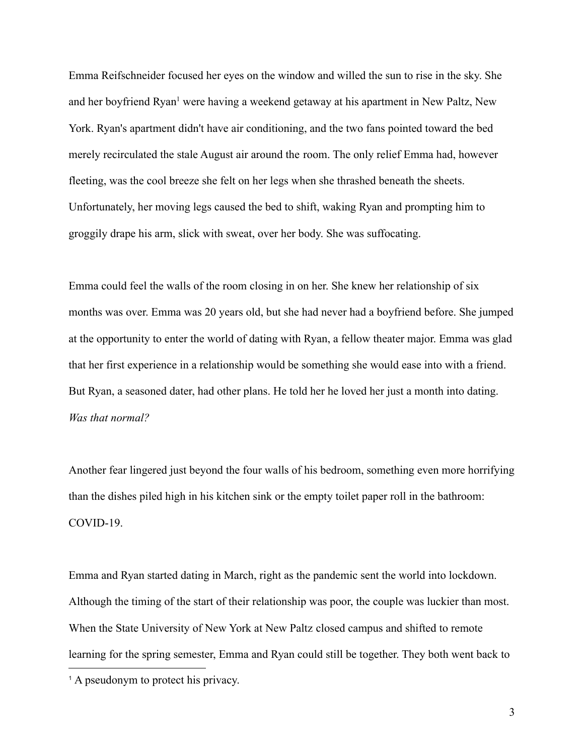Emma Reifschneider focused her eyes on the window and willed the sun to rise in the sky. She and her boyfriend Ryan[1] were having a weekend getaway at his apartment in New Paltz, New York. Ryan's apartment didn't have air conditioning, and the two fans pointed toward the bed merely recirculated the stale August air around the room. The only relief Emma had, however fleeting, was the cool breeze she felt on her legs when she thrashed beneath the sheets. Unfortunately, her moving legs caused the bed to shift, waking Ryan and prompting him to groggily drape his arm, slick with sweat, over her body. She was suffocating.

Emma could feel the walls of the room closing in on her. She knew her relationship of six months was over. Emma was 20 years old, but she had never had a boyfriend before. She jumped at the opportunity to enter the world of dating with Ryan, a fellow theater major. Emma was glad that her first experience in a relationship would be something she would ease into with a friend. But Ryan, a seasoned dater, had other plans. He told her he loved her just a month into dating. *Was that normal?*

Another fear lingered just beyond the four walls of his bedroom, something even more horrifying than the dishes piled high in his kitchen sink or the empty toilet paper roll in the bathroom: COVID-19.

Emma and Ryan started dating in March, right as the pandemic sent the world into lockdown. Although the timing of the start of their relationship was poor, the couple was luckier than most. When the State University of New York at New Paltz closed campus and shifted to remote learning for the spring semester, Emma and Ryan could still be together. They both went back to

[1] A pseudonym to protect his privacy.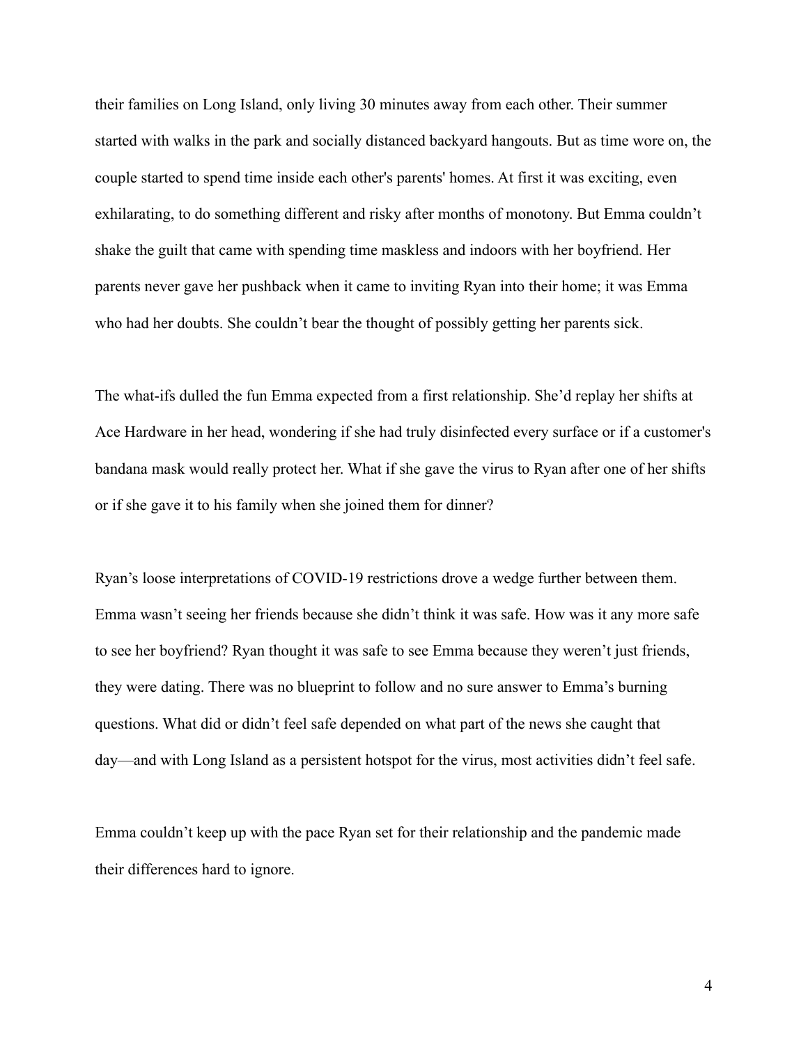their families on Long Island, only living 30 minutes away from each other. Their summer started with walks in the park and socially distanced backyard hangouts. But as time wore on, the couple started to spend time inside each other's parents' homes. At first it was exciting, even exhilarating, to do something different and risky after months of monotony. But Emma couldn't shake the guilt that came with spending time maskless and indoors with her boyfriend. Her parents never gave her pushback when it came to inviting Ryan into their home; it was Emma who had her doubts. She couldn't bear the thought of possibly getting her parents sick.

The what-ifs dulled the fun Emma expected from a first relationship. She'd replay her shifts at Ace Hardware in her head, wondering if she had truly disinfected every surface or if a customer's bandana mask would really protect her. What if she gave the virus to Ryan after one of her shifts or if she gave it to his family when she joined them for dinner?

Ryan's loose interpretations of COVID-19 restrictions drove a wedge further between them. Emma wasn't seeing her friends because she didn't think it was safe. How was it any more safe to see her boyfriend? Ryan thought it was safe to see Emma because they weren't just friends, they were dating. There was no blueprint to follow and no sure answer to Emma's burning questions. What did or didn't feel safe depended on what part of the news she caught that day—and with Long Island as a persistent hotspot for the virus, most activities didn't feel safe.

Emma couldn't keep up with the pace Ryan set for their relationship and the pandemic made their differences hard to ignore.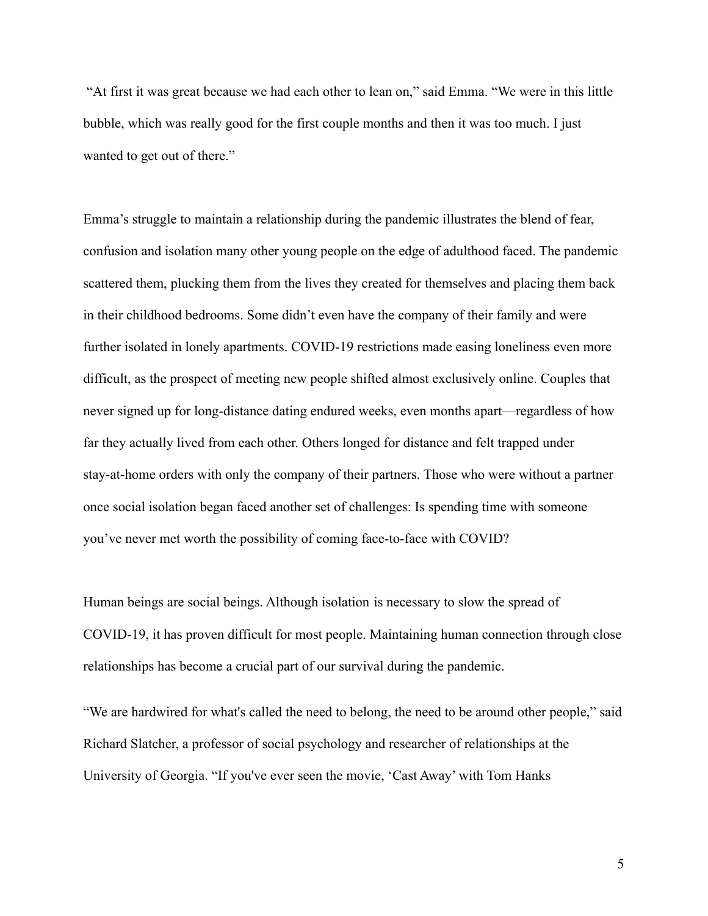"At first it was great because we had each other to lean on," said Emma. "We were in this little bubble, which was really good for the first couple months and then it was too much. I just wanted to get out of there."

Emma's struggle to maintain a relationship during the pandemic illustrates the blend of fear, confusion and isolation many other young people on the edge of adulthood faced. The pandemic scattered them, plucking them from the lives they created for themselves and placing them back in their childhood bedrooms. Some didn't even have the company of their family and were further isolated in lonely apartments. COVID-19 restrictions made easing loneliness even more difficult, as the prospect of meeting new people shifted almost exclusively online. Couples that never signed up for long-distance dating endured weeks, even months apart—regardless of how far they actually lived from each other. Others longed for distance and felt trapped under stay-at-home orders with only the company of their partners. Those who were without a partner once social isolation began faced another set of challenges: Is spending time with someone you've never met worth the possibility of coming face-to-face with COVID?

Human beings are social beings. Although isolation is necessary to slow the spread of COVID-19, it has proven difficult for most people. Maintaining human connection through close relationships has become a crucial part of our survival during the pandemic.

"We are hardwired for what's called the need to belong, the need to be around other people," said Richard Slatcher, a professor of social psychology and researcher of relationships at the University of Georgia. "If you've ever seen the movie, 'Cast Away' with Tom Hanks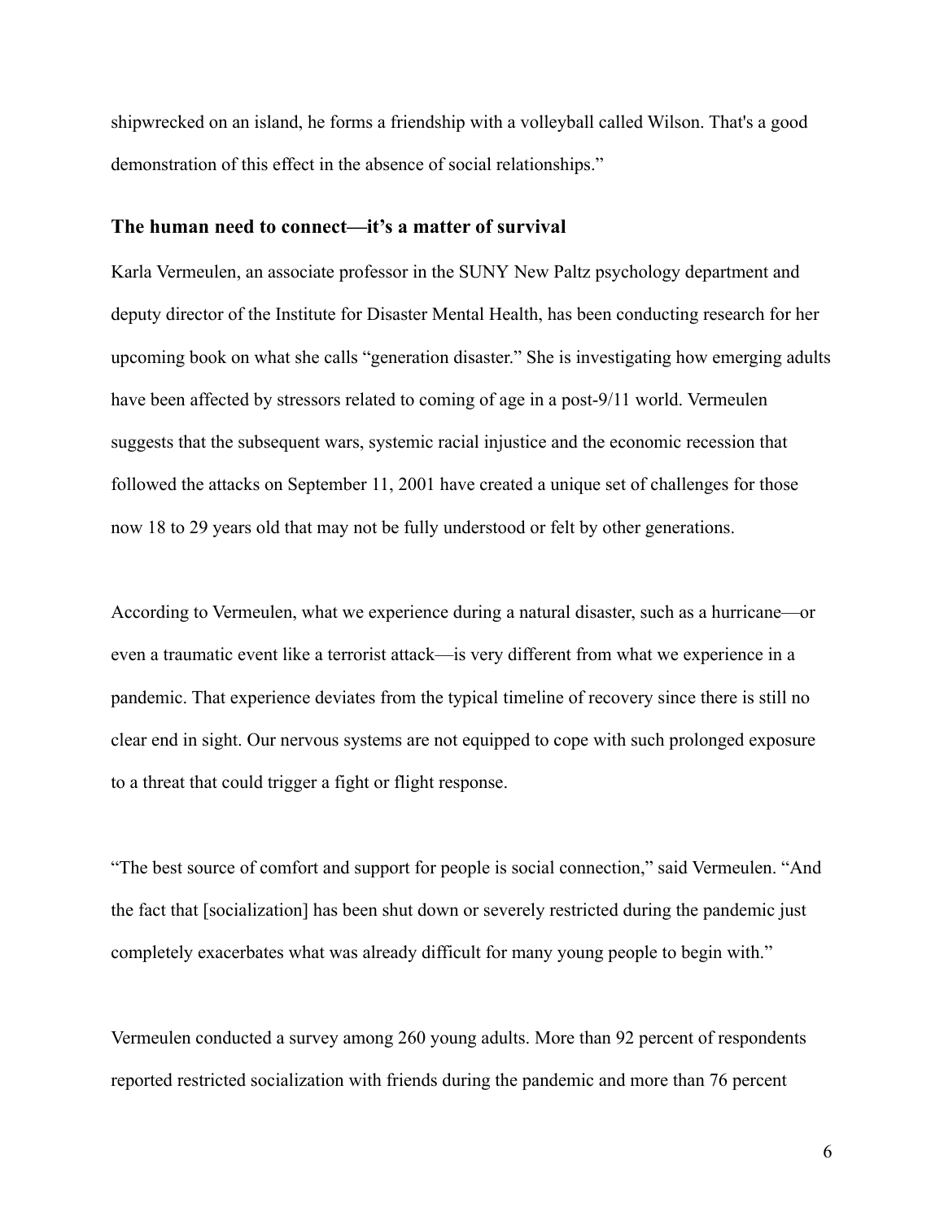shipwrecked on an island, he forms a friendship with a volleyball called Wilson. That's a good demonstration of this effect in the absence of social relationships."

### The human need to connect—it's a matter of survival

Karla Vermeulen, an associate professor in the SUNY New Paltz psychology department and deputy director of the Institute for Disaster Mental Health, has been conducting research for her upcoming book on what she calls "generation disaster." She is investigating how emerging adults have been affected by stressors related to coming of age in a post-9/11 world. Vermeulen suggests that the subsequent wars, systemic racial injustice and the economic recession that followed the attacks on September 11, 2001 have created a unique set of challenges for those now 18 to 29 years old that may not be fully understood or felt by other generations.

According to Vermeulen, what we experience during a natural disaster, such as a hurricane—or even a traumatic event like a terrorist attack—is very different from what we experience in a pandemic. That experience deviates from the typical timeline of recovery since there is still no clear end in sight. Our nervous systems are not equipped to cope with such prolonged exposure to a threat that could trigger a fight or flight response.

"The best source of comfort and support for people is social connection," said Vermeulen. "And the fact that [socialization] has been shut down or severely restricted during the pandemic just completely exacerbates what was already difficult for many young people to begin with."

Vermeulen conducted a survey among 260 young adults. More than 92 percent of respondents reported restricted socialization with friends during the pandemic and more than 76 percent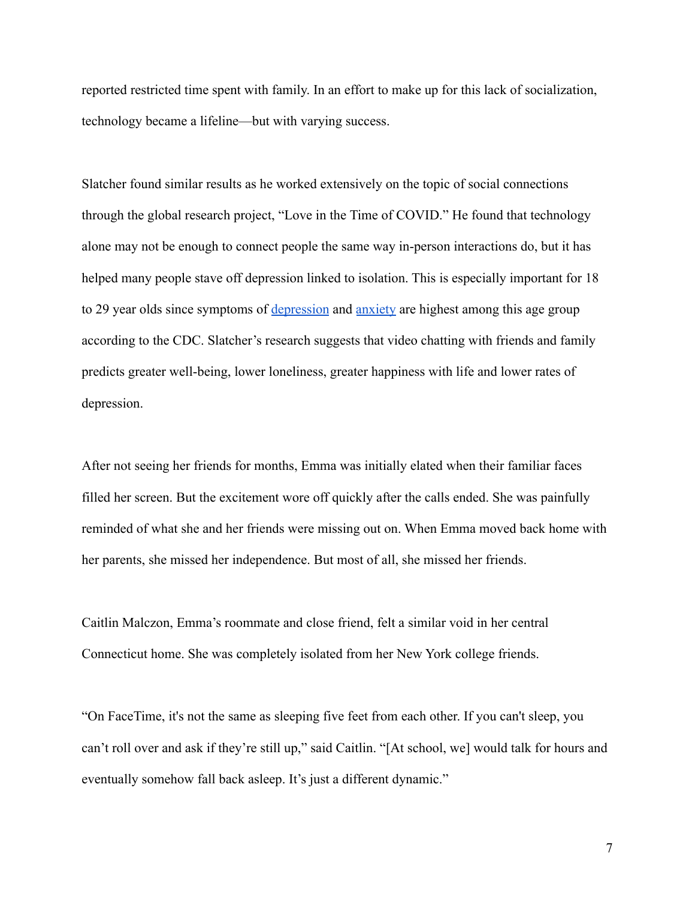reported restricted time spent with family. In an effort to make up for this lack of socialization, technology became a lifeline—but with varying success.

Slatcher found similar results as he worked extensively on the topic of social connections through the global research project, "Love in the Time of COVID." He found that technology alone may not be enough to connect people the same way in-person interactions do, but it has helped many people stave off depression linked to isolation. This is especially important for 18 to 29 year olds since symptoms of [depression]() and [anxiety]() are highest among this age group according to the CDC. Slatcher's research suggests that video chatting with friends and family predicts greater well-being, lower loneliness, greater happiness with life and lower rates of depression.

After not seeing her friends for months, Emma was initially elated when their familiar faces filled her screen. But the excitement wore off quickly after the calls ended. She was painfully reminded of what she and her friends were missing out on. When Emma moved back home with her parents, she missed her independence. But most of all, she missed her friends.

Caitlin Malczon, Emma's roommate and close friend, felt a similar void in her central Connecticut home. She was completely isolated from her New York college friends.

"On FaceTime, it's not the same as sleeping five feet from each other. If you can't sleep, you can't roll over and ask if they're still up," said Caitlin. "[At school, we] would talk for hours and eventually somehow fall back asleep. It's just a different dynamic."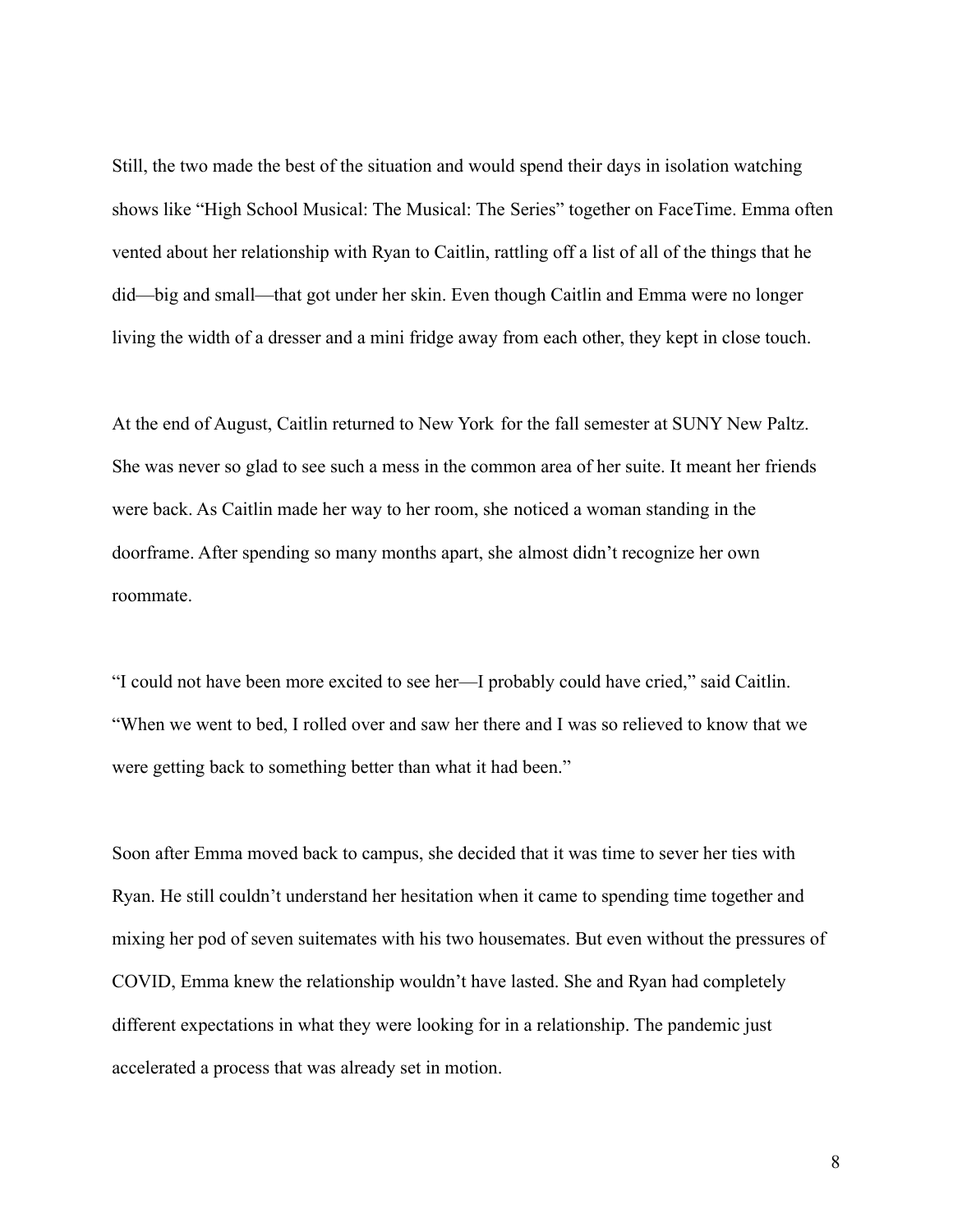Still, the two made the best of the situation and would spend their days in isolation watching shows like "High School Musical: The Musical: The Series" together on FaceTime. Emma often vented about her relationship with Ryan to Caitlin, rattling off a list of all of the things that he did—big and small—that got under her skin. Even though Caitlin and Emma were no longer living the width of a dresser and a mini fridge away from each other, they kept in close touch.

At the end of August, Caitlin returned to New York for the fall semester at SUNY New Paltz. She was never so glad to see such a mess in the common area of her suite. It meant her friends were back. As Caitlin made her way to her room, she noticed a woman standing in the doorframe. After spending so many months apart, she almost didn't recognize her own roommate.

"I could not have been more excited to see her—I probably could have cried," said Caitlin. "When we went to bed, I rolled over and saw her there and I was so relieved to know that we were getting back to something better than what it had been."

Soon after Emma moved back to campus, she decided that it was time to sever her ties with Ryan. He still couldn't understand her hesitation when it came to spending time together and mixing her pod of seven suitemates with his two housemates. But even without the pressures of COVID, Emma knew the relationship wouldn't have lasted. She and Ryan had completely different expectations in what they were looking for in a relationship. The pandemic just accelerated a process that was already set in motion.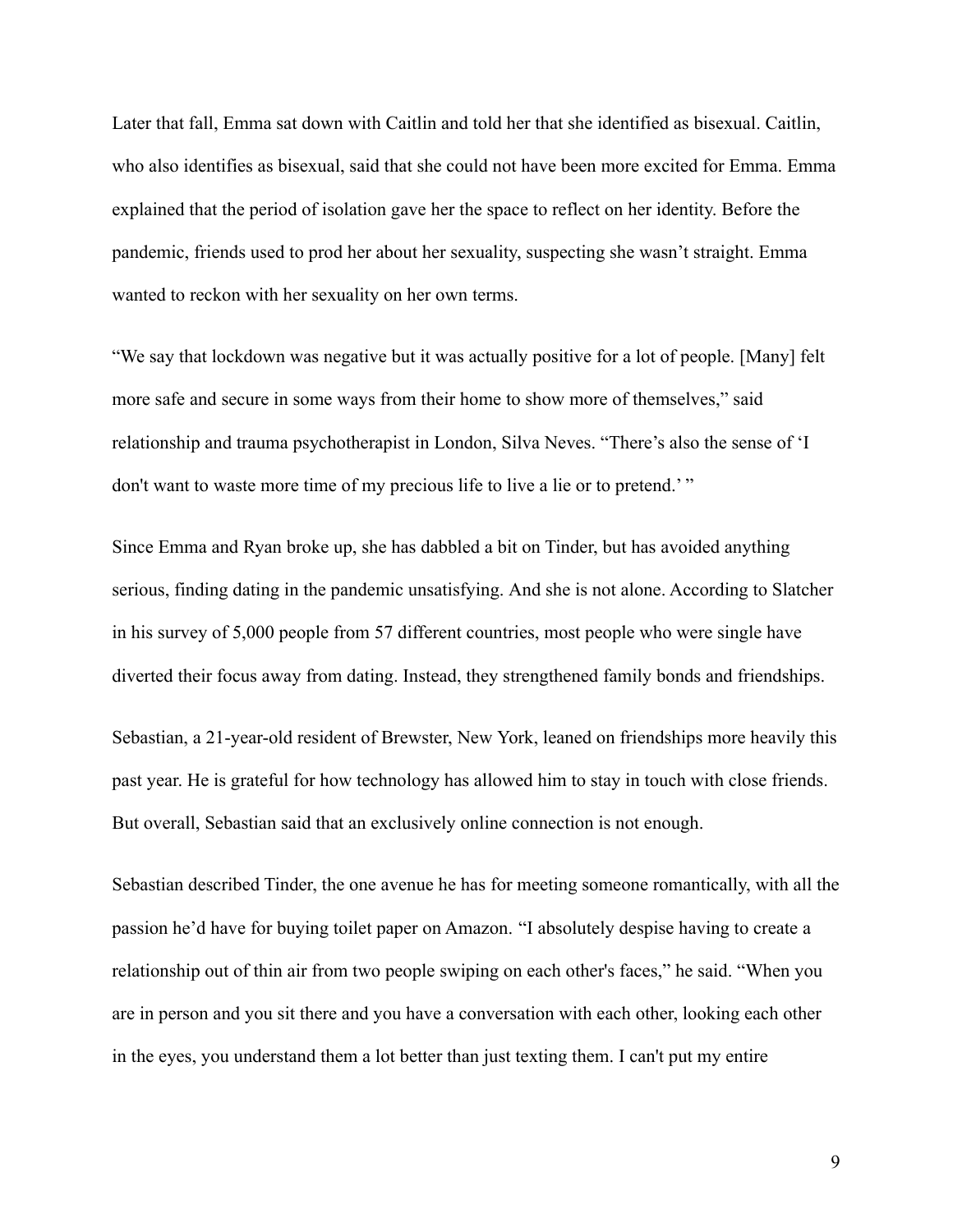Later that fall, Emma sat down with Caitlin and told her that she identified as bisexual. Caitlin, who also identifies as bisexual, said that she could not have been more excited for Emma. Emma explained that the period of isolation gave her the space to reflect on her identity. Before the pandemic, friends used to prod her about her sexuality, suspecting she wasn't straight. Emma wanted to reckon with her sexuality on her own terms.

"We say that lockdown was negative but it was actually positive for a lot of people. [Many] felt more safe and secure in some ways from their home to show more of themselves," said relationship and trauma psychotherapist in London, Silva Neves. "There's also the sense of 'I don't want to waste more time of my precious life to live a lie or to pretend.' "

Since Emma and Ryan broke up, she has dabbled a bit on Tinder, but has avoided anything serious, finding dating in the pandemic unsatisfying. And she is not alone. According to Slatcher in his survey of 5,000 people from 57 different countries, most people who were single have diverted their focus away from dating. Instead, they strengthened family bonds and friendships.

Sebastian, a 21-year-old resident of Brewster, New York, leaned on friendships more heavily this past year. He is grateful for how technology has allowed him to stay in touch with close friends. But overall, Sebastian said that an exclusively online connection is not enough.

Sebastian described Tinder, the one avenue he has for meeting someone romantically, with all the passion he'd have for buying toilet paper on Amazon. "I absolutely despise having to create a relationship out of thin air from two people swiping on each other's faces," he said. "When you are in person and you sit there and you have a conversation with each other, looking each other in the eyes, you understand them a lot better than just texting them. I can't put my entire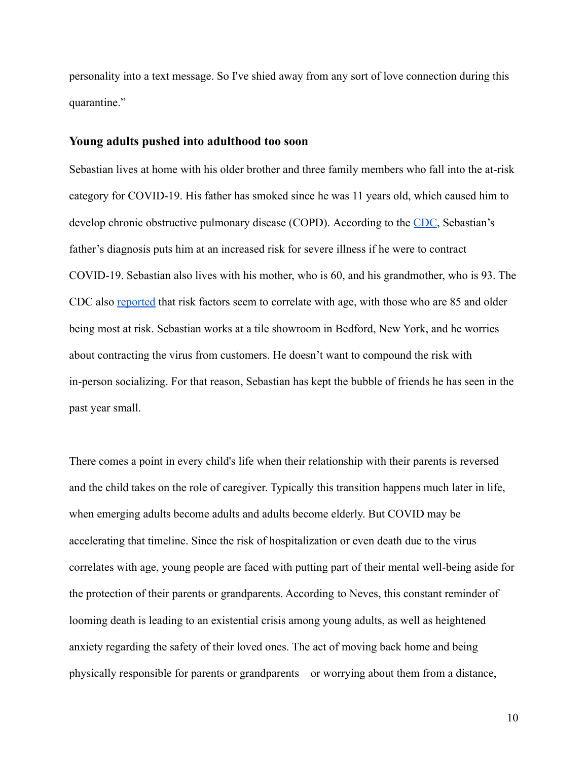personality into a text message. So I've shied away from any sort of love connection during this quarantine."

### Young adults pushed into adulthood too soon

Sebastian lives at home with his older brother and three family members who fall into the at-risk category for COVID-19. His father has smoked since he was 11 years old, which caused him to develop chronic obstructive pulmonary disease (COPD). According to the [CDC](), Sebastian's father's diagnosis puts him at an increased risk for severe illness if he were to contract COVID-19. Sebastian also lives with his mother, who is 60, and his grandmother, who is 93. The CDC also [reported]() that risk factors seem to correlate with age, with those who are 85 and older being most at risk. Sebastian works at a tile showroom in Bedford, New York, and he worries about contracting the virus from customers. He doesn't want to compound the risk with in-person socializing. For that reason, Sebastian has kept the bubble of friends he has seen in the past year small.

There comes a point in every child's life when their relationship with their parents is reversed and the child takes on the role of caregiver. Typically this transition happens much later in life, when emerging adults become adults and adults become elderly. But COVID may be accelerating that timeline. Since the risk of hospitalization or even death due to the virus correlates with age, young people are faced with putting part of their mental well-being aside for the protection of their parents or grandparents. According to Neves, this constant reminder of looming death is leading to an existential crisis among young adults, as well as heightened anxiety regarding the safety of their loved ones. The act of moving back home and being physically responsible for parents or grandparents—or worrying about them from a distance,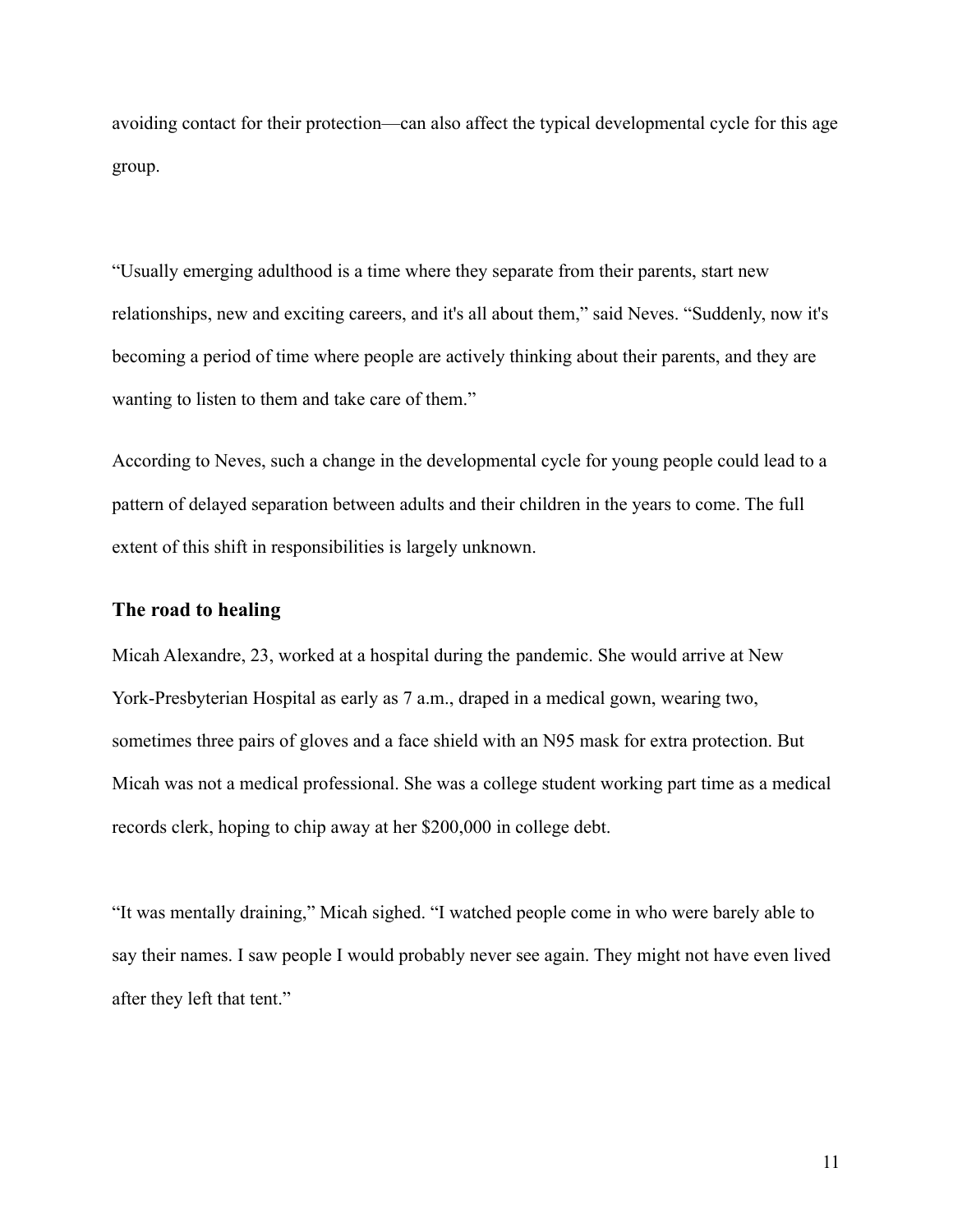avoiding contact for their protection—can also affect the typical developmental cycle for this age group.

"Usually emerging adulthood is a time where they separate from their parents, start new relationships, new and exciting careers, and it's all about them," said Neves. "Suddenly, now it's becoming a period of time where people are actively thinking about their parents, and they are wanting to listen to them and take care of them."

According to Neves, such a change in the developmental cycle for young people could lead to a pattern of delayed separation between adults and their children in the years to come. The full extent of this shift in responsibilities is largely unknown.

### The road to healing

Micah Alexandre, 23, worked at a hospital during the pandemic. She would arrive at New York-Presbyterian Hospital as early as 7 a.m., draped in a medical gown, wearing two, sometimes three pairs of gloves and a face shield with an N95 mask for extra protection. But Micah was not a medical professional. She was a college student working part time as a medical records clerk, hoping to chip away at her $200,000 in college debt.

"It was mentally draining," Micah sighed. "I watched people come in who were barely able to say their names. I saw people I would probably never see again. They might not have even lived after they left that tent."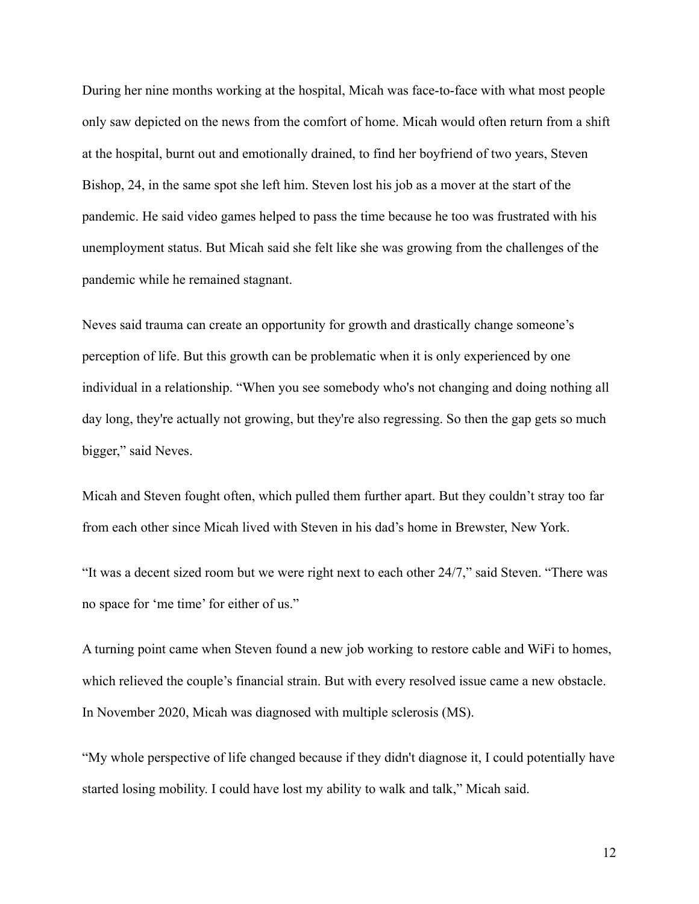During her nine months working at the hospital, Micah was face-to-face with what most people only saw depicted on the news from the comfort of home. Micah would often return from a shift at the hospital, burnt out and emotionally drained, to find her boyfriend of two years, Steven Bishop, 24, in the same spot she left him. Steven lost his job as a mover at the start of the pandemic. He said video games helped to pass the time because he too was frustrated with his unemployment status. But Micah said she felt like she was growing from the challenges of the pandemic while he remained stagnant.

Neves said trauma can create an opportunity for growth and drastically change someone's perception of life. But this growth can be problematic when it is only experienced by one individual in a relationship. "When you see somebody who's not changing and doing nothing all day long, they're actually not growing, but they're also regressing. So then the gap gets so much bigger," said Neves.

Micah and Steven fought often, which pulled them further apart. But they couldn't stray too far from each other since Micah lived with Steven in his dad's home in Brewster, New York.

"It was a decent sized room but we were right next to each other 24/7," said Steven. "There was no space for 'me time' for either of us."

A turning point came when Steven found a new job working to restore cable and WiFi to homes, which relieved the couple's financial strain. But with every resolved issue came a new obstacle. In November 2020, Micah was diagnosed with multiple sclerosis (MS).

"My whole perspective of life changed because if they didn't diagnose it, I could potentially have started losing mobility. I could have lost my ability to walk and talk," Micah said.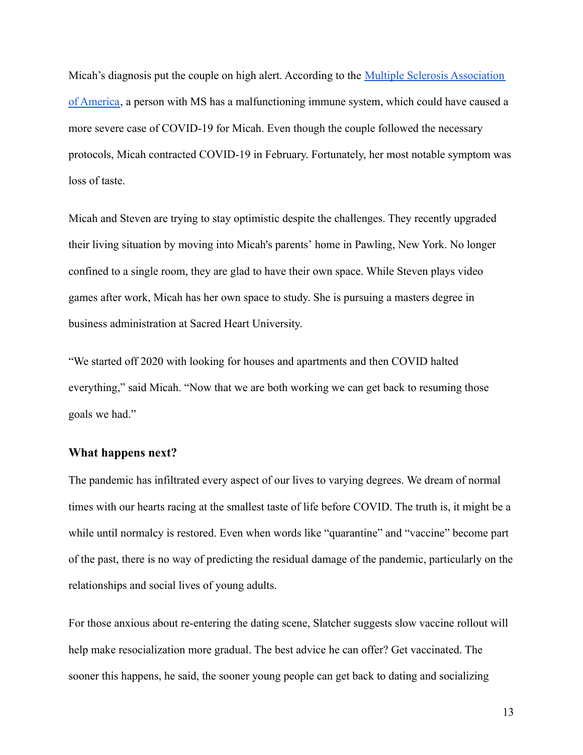Micah's diagnosis put the couple on high alert. According to the [Multiple Sclerosis Association of America](), a person with MS has a malfunctioning immune system, which could have caused a more severe case of COVID-19 for Micah. Even though the couple followed the necessary protocols, Micah contracted COVID-19 in February. Fortunately, her most notable symptom was loss of taste.

Micah and Steven are trying to stay optimistic despite the challenges. They recently upgraded their living situation by moving into Micah's parents' home in Pawling, New York. No longer confined to a single room, they are glad to have their own space. While Steven plays video games after work, Micah has her own space to study. She is pursuing a masters degree in business administration at Sacred Heart University.

"We started off 2020 with looking for houses and apartments and then COVID halted everything," said Micah. "Now that we are both working we can get back to resuming those goals we had."

### What happens next?

The pandemic has infiltrated every aspect of our lives to varying degrees. We dream of normal times with our hearts racing at the smallest taste of life before COVID. The truth is, it might be a while until normalcy is restored. Even when words like "quarantine" and "vaccine" become part of the past, there is no way of predicting the residual damage of the pandemic, particularly on the relationships and social lives of young adults.

For those anxious about re-entering the dating scene, Slatcher suggests slow vaccine rollout will help make resocialization more gradual. The best advice he can offer? Get vaccinated. The sooner this happens, he said, the sooner young people can get back to dating and socializing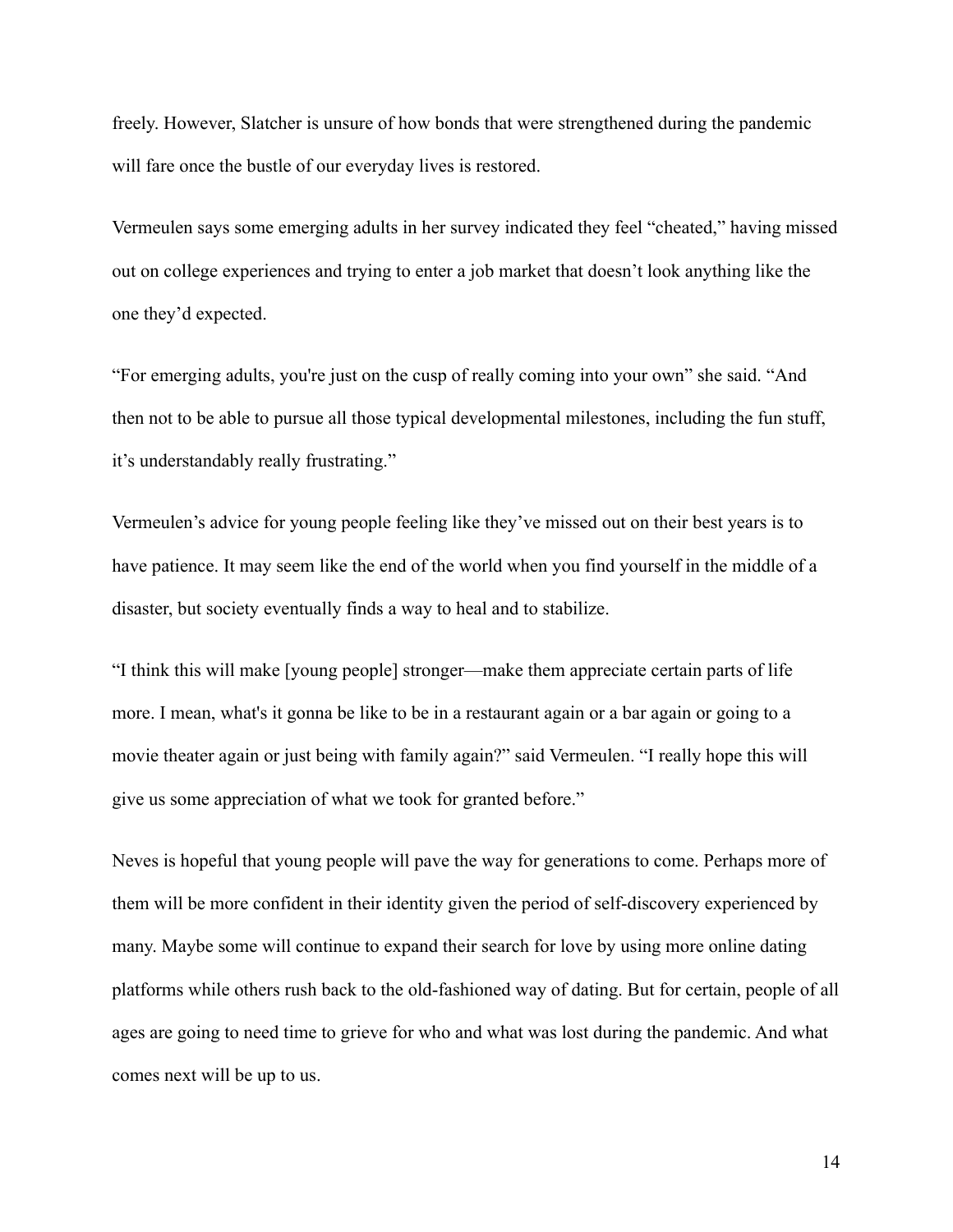freely. However, Slatcher is unsure of how bonds that were strengthened during the pandemic will fare once the bustle of our everyday lives is restored.

Vermeulen says some emerging adults in her survey indicated they feel “cheated,” having missed out on college experiences and trying to enter a job market that doesn’t look anything like the one they’d expected.

“For emerging adults, you're just on the cusp of really coming into your own” she said. “And then not to be able to pursue all those typical developmental milestones, including the fun stuff, it’s understandably really frustrating.”

Vermeulen’s advice for young people feeling like they’ve missed out on their best years is to have patience. It may seem like the end of the world when you find yourself in the middle of a disaster, but society eventually finds a way to heal and to stabilize.

“I think this will make [young people] stronger—make them appreciate certain parts of life more. I mean, what's it gonna be like to be in a restaurant again or a bar again or going to a movie theater again or just being with family again?” said Vermeulen. “I really hope this will give us some appreciation of what we took for granted before.”

Neves is hopeful that young people will pave the way for generations to come. Perhaps more of them will be more confident in their identity given the period of self-discovery experienced by many. Maybe some will continue to expand their search for love by using more online dating platforms while others rush back to the old-fashioned way of dating. But for certain, people of all ages are going to need time to grieve for who and what was lost during the pandemic. And what comes next will be up to us.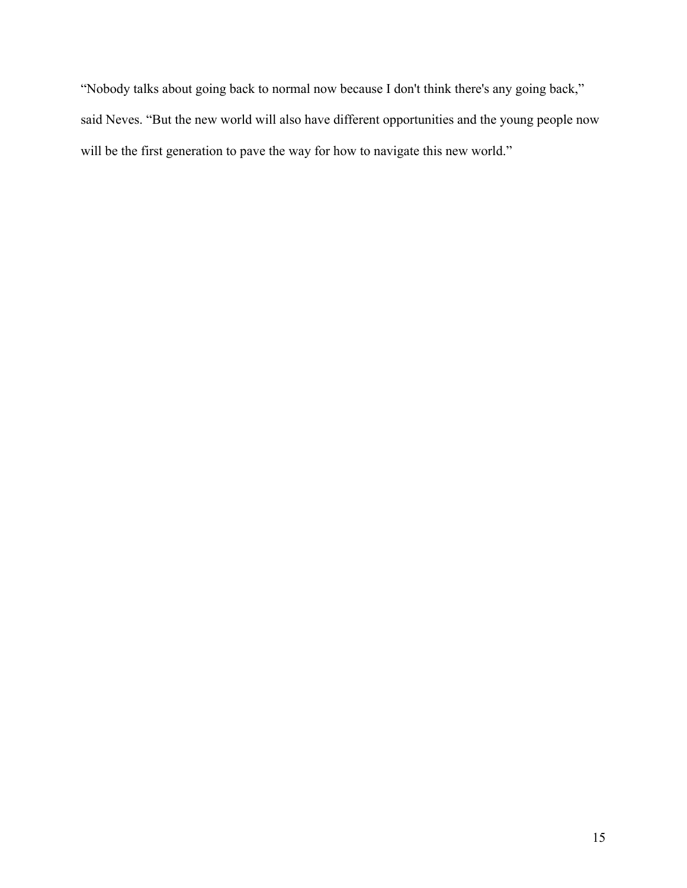"Nobody talks about going back to normal now because I don't think there's any going back," said Neves. "But the new world will also have different opportunities and the young people now will be the first generation to pave the way for how to navigate this new world."